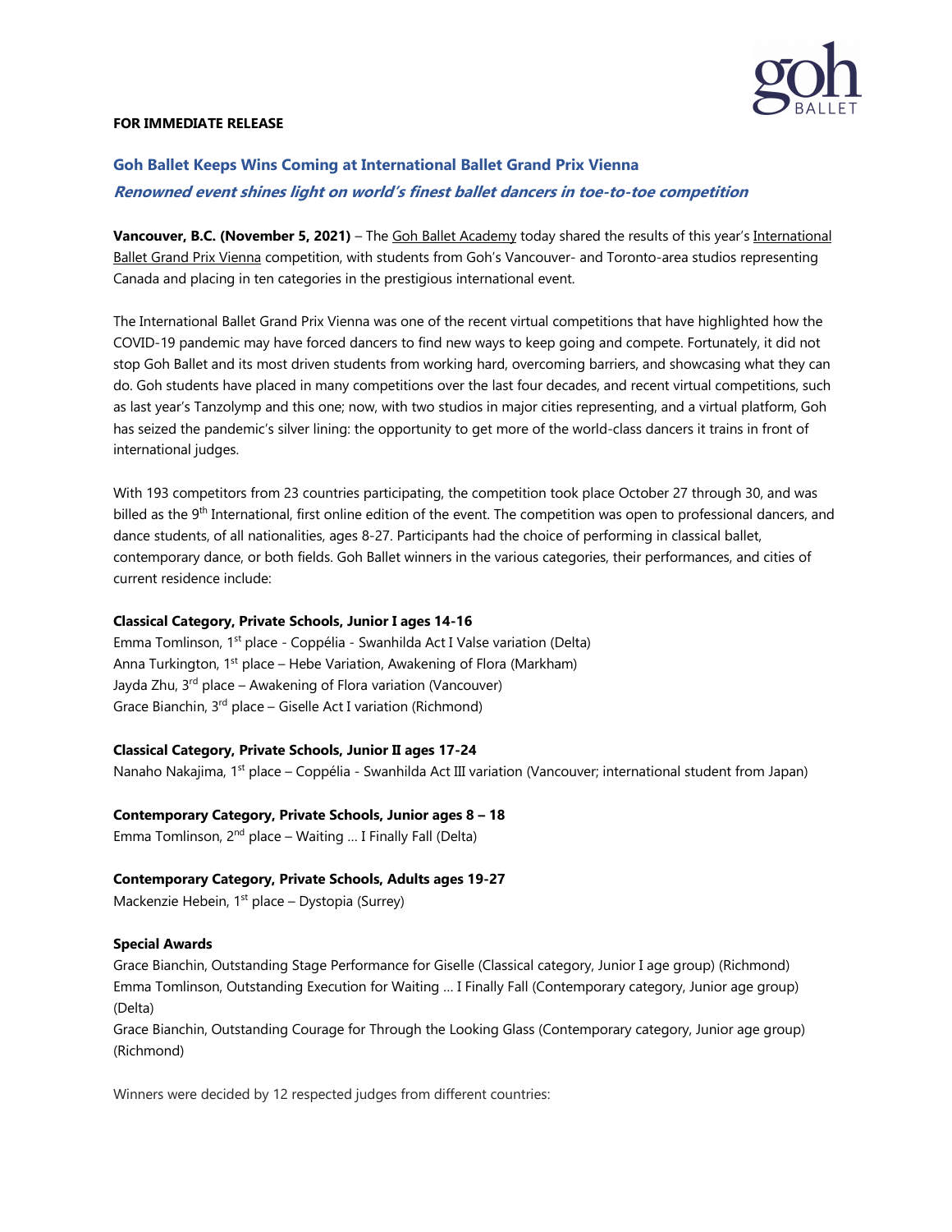**FOR IMMEDIATE RELEASE**

## Goh Ballet Keeps Wins Coming at International Ballet Grand Prix Vienna

***Renowned event shines light on world's finest ballet dancers in toe-to-toe competition***

**Vancouver, B.C. (November 5, 2021)** – The Goh Ballet Academy today shared the results of this year's International Ballet Grand Prix Vienna competition, with students from Goh's Vancouver- and Toronto-area studios representing Canada and placing in ten categories in the prestigious international event.

The International Ballet Grand Prix Vienna was one of the recent virtual competitions that have highlighted how the COVID-19 pandemic may have forced dancers to find new ways to keep going and compete. Fortunately, it did not stop Goh Ballet and its most driven students from working hard, overcoming barriers, and showcasing what they can do. Goh students have placed in many competitions over the last four decades, and recent virtual competitions, such as last year's Tanzolymp and this one; now, with two studios in major cities representing, and a virtual platform, Goh has seized the pandemic's silver lining: the opportunity to get more of the world-class dancers it trains in front of international judges.

With 193 competitors from 23 countries participating, the competition took place October 27 through 30, and was billed as the 9th International, first online edition of the event. The competition was open to professional dancers, and dance students, of all nationalities, ages 8-27. Participants had the choice of performing in classical ballet, contemporary dance, or both fields. Goh Ballet winners in the various categories, their performances, and cities of current residence include:

**Classical Category, Private Schools, Junior I ages 14-16**

Emma Tomlinson, 1st place - Coppélia - Swanhilda Act I Valse variation (Delta)
Anna Turkington, 1st place – Hebe Variation, Awakening of Flora (Markham)
Jayda Zhu, 3rd place – Awakening of Flora variation (Vancouver)
Grace Bianchin, 3rd place – Giselle Act I variation (Richmond)

**Classical Category, Private Schools, Junior II ages 17-24**

Nanaho Nakajima, 1st place – Coppélia - Swanhilda Act III variation (Vancouver; international student from Japan)

**Contemporary Category, Private Schools, Junior ages 8 – 18**

Emma Tomlinson, 2nd place – Waiting … I Finally Fall (Delta)

**Contemporary Category, Private Schools, Adults ages 19-27**

Mackenzie Hebein, 1st place – Dystopia (Surrey)

**Special Awards**

Grace Bianchin, Outstanding Stage Performance for Giselle (Classical category, Junior I age group) (Richmond)
Emma Tomlinson, Outstanding Execution for Waiting … I Finally Fall (Contemporary category, Junior age group) (Delta)
Grace Bianchin, Outstanding Courage for Through the Looking Glass (Contemporary category, Junior age group) (Richmond)

Winners were decided by 12 respected judges from different countries: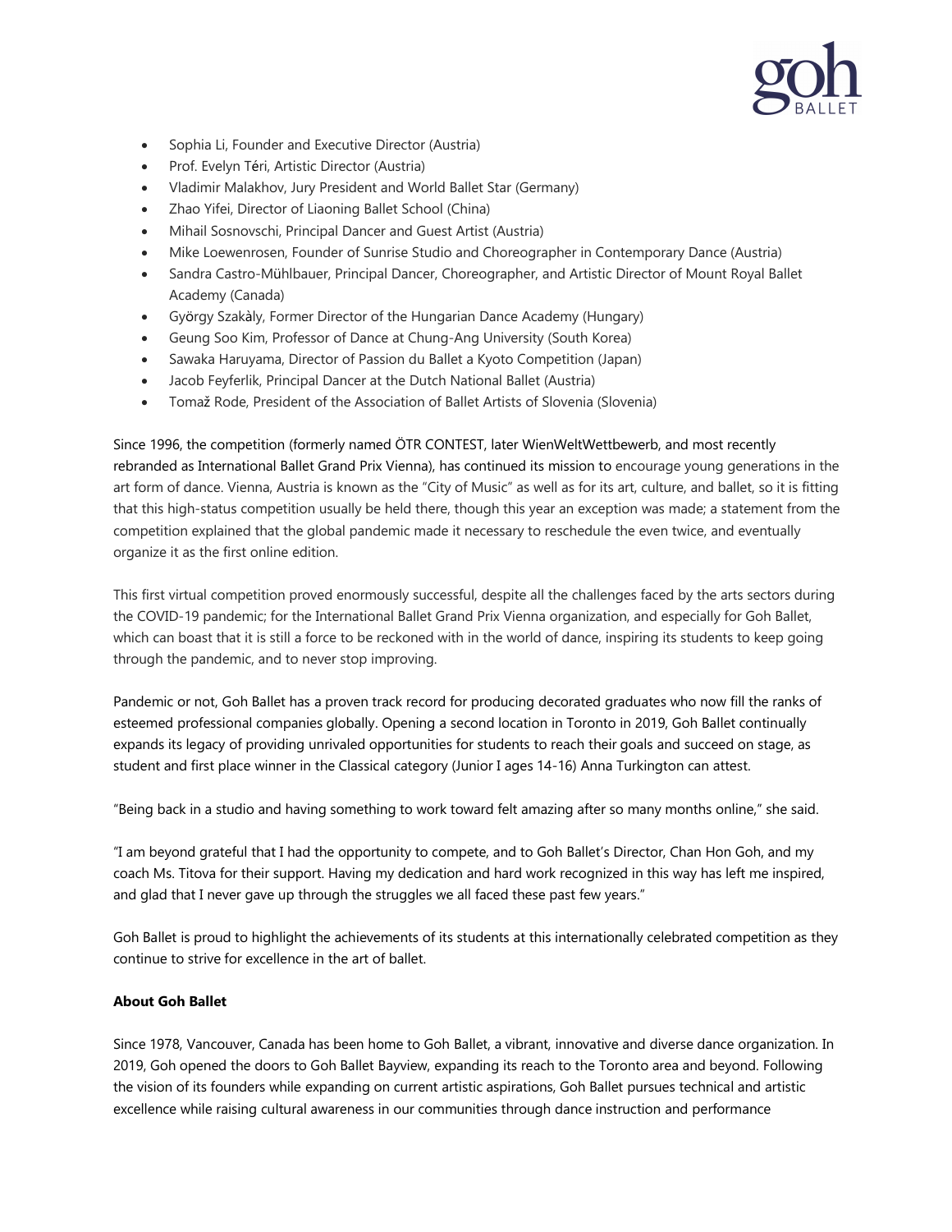- Sophia Li, Founder and Executive Director (Austria)
- Prof. Evelyn Téri, Artistic Director (Austria)
- Vladimir Malakhov, Jury President and World Ballet Star (Germany)
- Zhao Yifei, Director of Liaoning Ballet School (China)
- Mihail Sosnovschi, Principal Dancer and Guest Artist (Austria)
- Mike Loewenrosen, Founder of Sunrise Studio and Choreographer in Contemporary Dance (Austria)
- Sandra Castro-Mühlbauer, Principal Dancer, Choreographer, and Artistic Director of Mount Royal Ballet Academy (Canada)
- György Szakàly, Former Director of the Hungarian Dance Academy (Hungary)
- Geung Soo Kim, Professor of Dance at Chung-Ang University (South Korea)
- Sawaka Haruyama, Director of Passion du Ballet a Kyoto Competition (Japan)
- Jacob Feyferlik, Principal Dancer at the Dutch National Ballet (Austria)
- Tomaž Rode, President of the Association of Ballet Artists of Slovenia (Slovenia)

Since 1996, the competition (formerly named ÖTR CONTEST, later WienWeltWettbewerb, and most recently rebranded as International Ballet Grand Prix Vienna), has continued its mission to encourage young generations in the art form of dance. Vienna, Austria is known as the "City of Music" as well as for its art, culture, and ballet, so it is fitting that this high-status competition usually be held there, though this year an exception was made; a statement from the competition explained that the global pandemic made it necessary to reschedule the even twice, and eventually organize it as the first online edition.

This first virtual competition proved enormously successful, despite all the challenges faced by the arts sectors during the COVID-19 pandemic; for the International Ballet Grand Prix Vienna organization, and especially for Goh Ballet, which can boast that it is still a force to be reckoned with in the world of dance, inspiring its students to keep going through the pandemic, and to never stop improving.

Pandemic or not, Goh Ballet has a proven track record for producing decorated graduates who now fill the ranks of esteemed professional companies globally. Opening a second location in Toronto in 2019, Goh Ballet continually expands its legacy of providing unrivaled opportunities for students to reach their goals and succeed on stage, as student and first place winner in the Classical category (Junior I ages 14-16) Anna Turkington can attest.

"Being back in a studio and having something to work toward felt amazing after so many months online," she said.

"I am beyond grateful that I had the opportunity to compete, and to Goh Ballet's Director, Chan Hon Goh, and my coach Ms. Titova for their support. Having my dedication and hard work recognized in this way has left me inspired, and glad that I never gave up through the struggles we all faced these past few years."

Goh Ballet is proud to highlight the achievements of its students at this internationally celebrated competition as they continue to strive for excellence in the art of ballet.

**About Goh Ballet**

Since 1978, Vancouver, Canada has been home to Goh Ballet, a vibrant, innovative and diverse dance organization. In 2019, Goh opened the doors to Goh Ballet Bayview, expanding its reach to the Toronto area and beyond. Following the vision of its founders while expanding on current artistic aspirations, Goh Ballet pursues technical and artistic excellence while raising cultural awareness in our communities through dance instruction and performance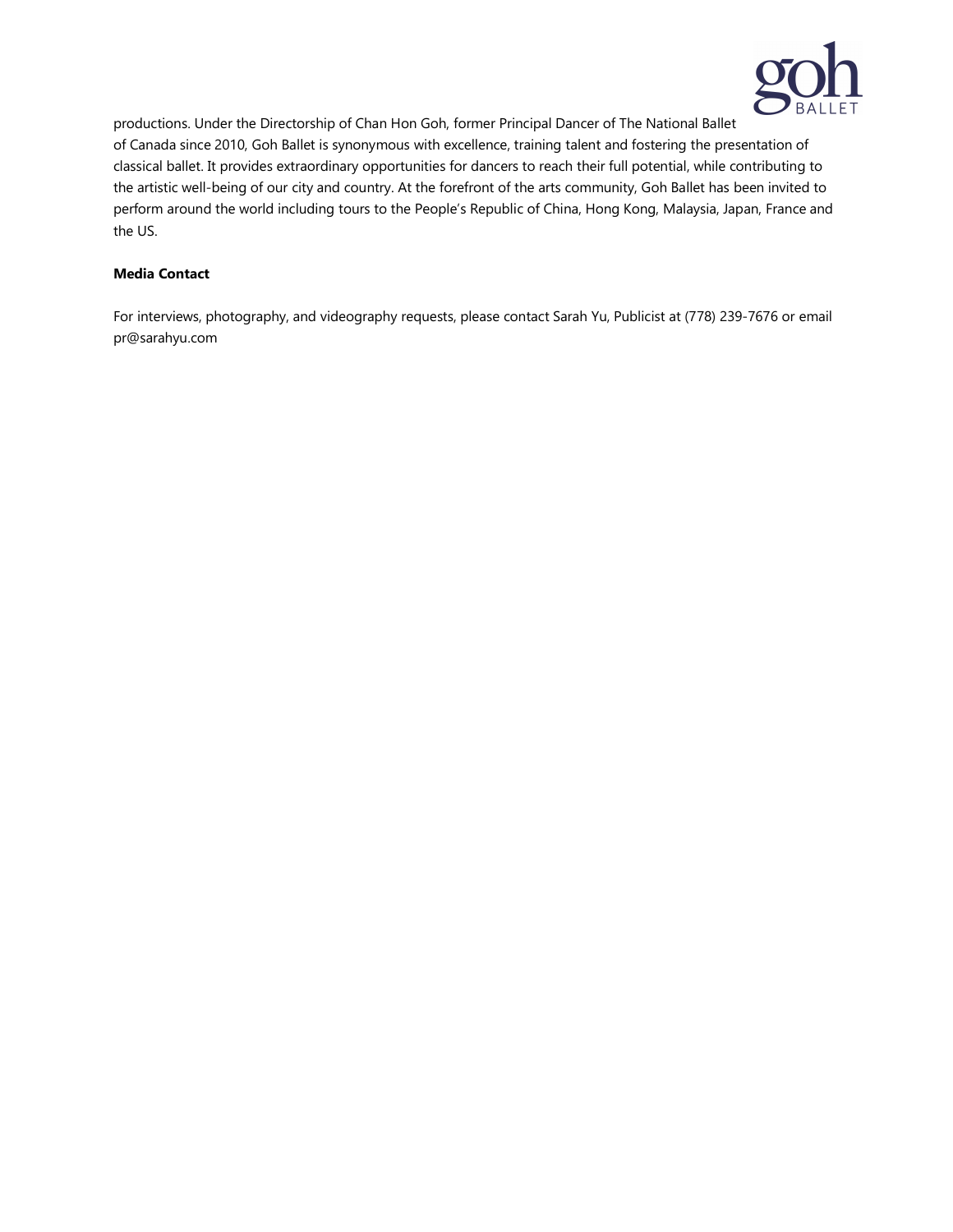productions. Under the Directorship of Chan Hon Goh, former Principal Dancer of The National Ballet of Canada since 2010, Goh Ballet is synonymous with excellence, training talent and fostering the presentation of classical ballet. It provides extraordinary opportunities for dancers to reach their full potential, while contributing to the artistic well-being of our city and country. At the forefront of the arts community, Goh Ballet has been invited to perform around the world including tours to the People's Republic of China, Hong Kong, Malaysia, Japan, France and the US.

**Media Contact**

For interviews, photography, and videography requests, please contact Sarah Yu, Publicist at (778) 239-7676 or email pr@sarahyu.com